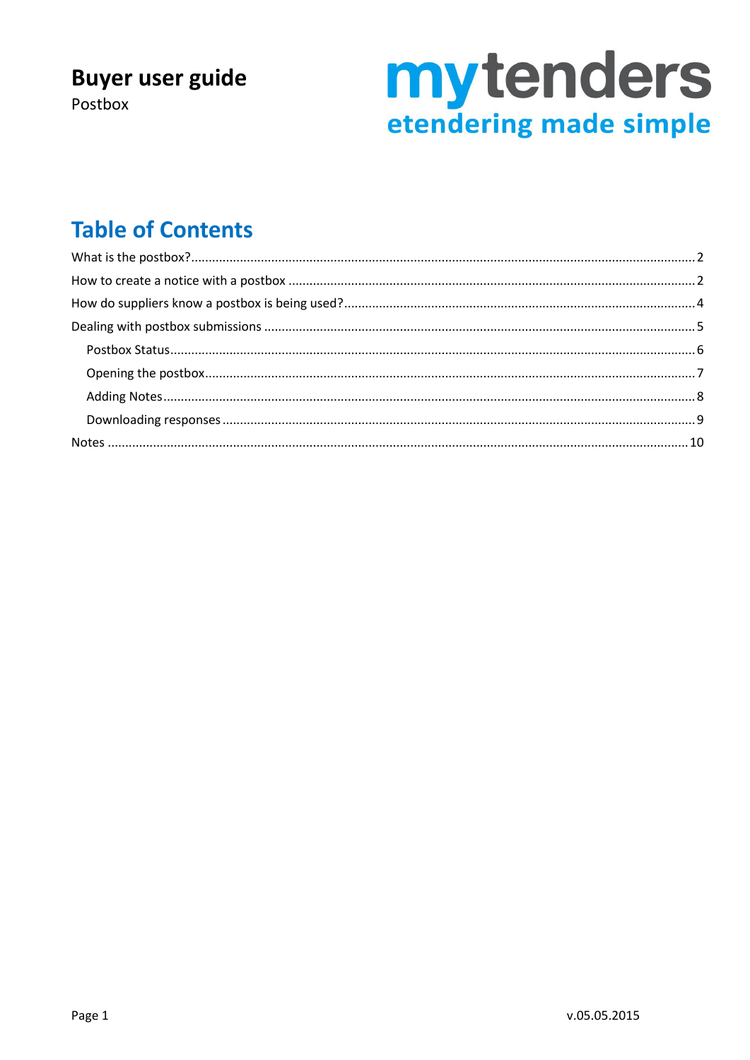# Buyer user guide

Postbox

mytenders
etendering made simple

## Table of Contents

What is the postbox?.....2
How to create a notice with a postbox.....2
How do suppliers know a postbox is being used?.....4
Dealing with postbox submissions.....5
  Postbox Status.....6
  Opening the postbox.....7
  Adding Notes.....8
  Downloading responses.....9
Notes.....10

v.05.05.2015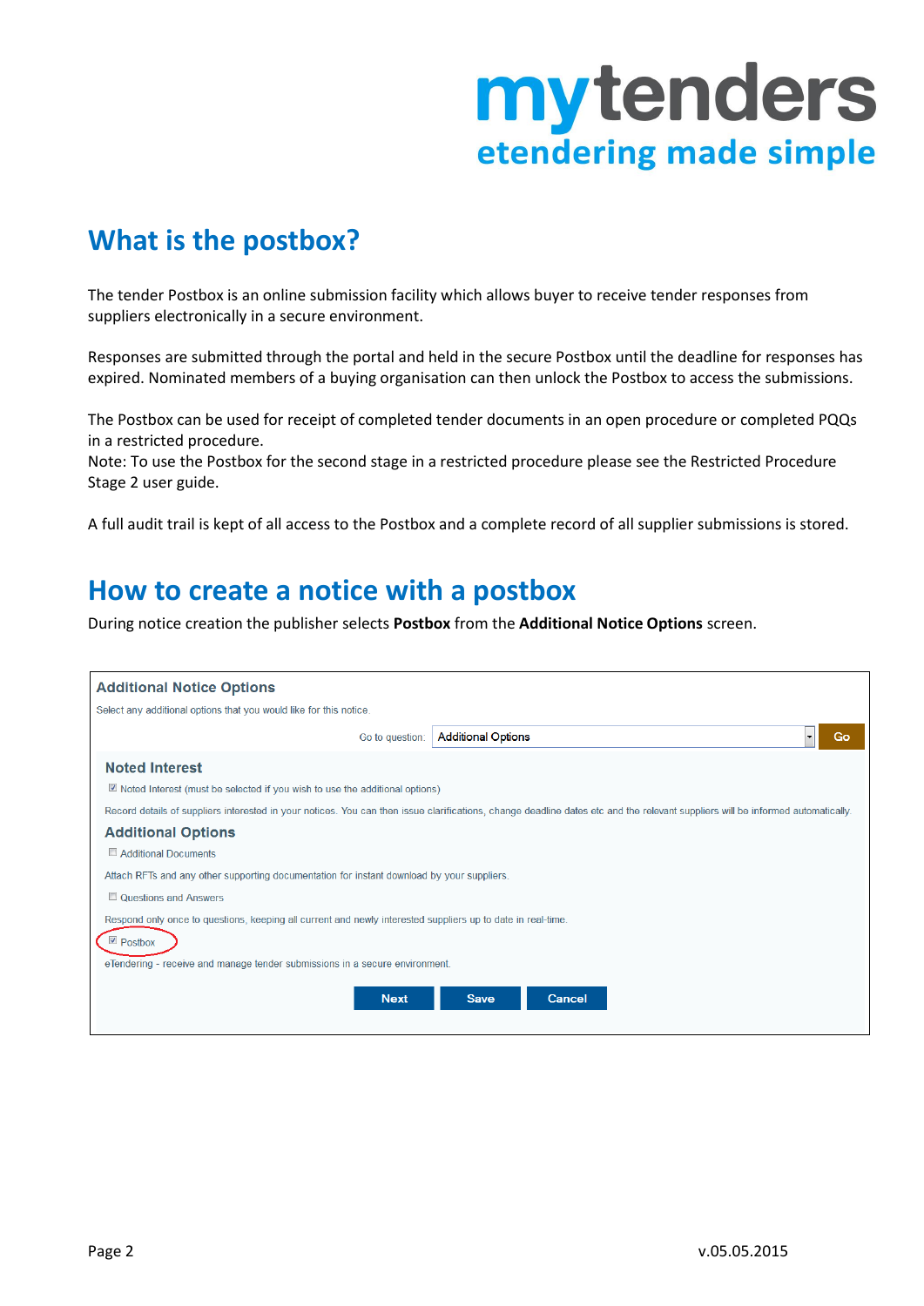# What is the postbox?

The tender Postbox is an online submission facility which allows buyer to receive tender responses from suppliers electronically in a secure environment.

Responses are submitted through the portal and held in the secure Postbox until the deadline for responses has expired. Nominated members of a buying organisation can then unlock the Postbox to access the submissions.

The Postbox can be used for receipt of completed tender documents in an open procedure or completed PQQs in a restricted procedure.
Note: To use the Postbox for the second stage in a restricted procedure please see the Restricted Procedure Stage 2 user guide.

A full audit trail is kept of all access to the Postbox and a complete record of all supplier submissions is stored.

# How to create a notice with a postbox

During notice creation the publisher selects **Postbox** from the **Additional Notice Options** screen.

**Additional Notice Options**

Select any additional options that you would like for this notice.

Go to question: Additional Options [Go]

**Noted Interest**

☑ Noted Interest (must be selected if you wish to use the additional options)

Record details of suppliers interested in your notices. You can then issue clarifications, change deadline dates etc and the relevant suppliers will be informed automatically.

**Additional Options**

☐ Additional Documents

Attach RFTs and any other supporting documentation for instant download by your suppliers.

☐ Questions and Answers

Respond only once to questions, keeping all current and newly interested suppliers up to date in real-time.

☑ Postbox

eTendering - receive and manage tender submissions in a secure environment.

[Next] [Save] [Cancel]

v.05.05.2015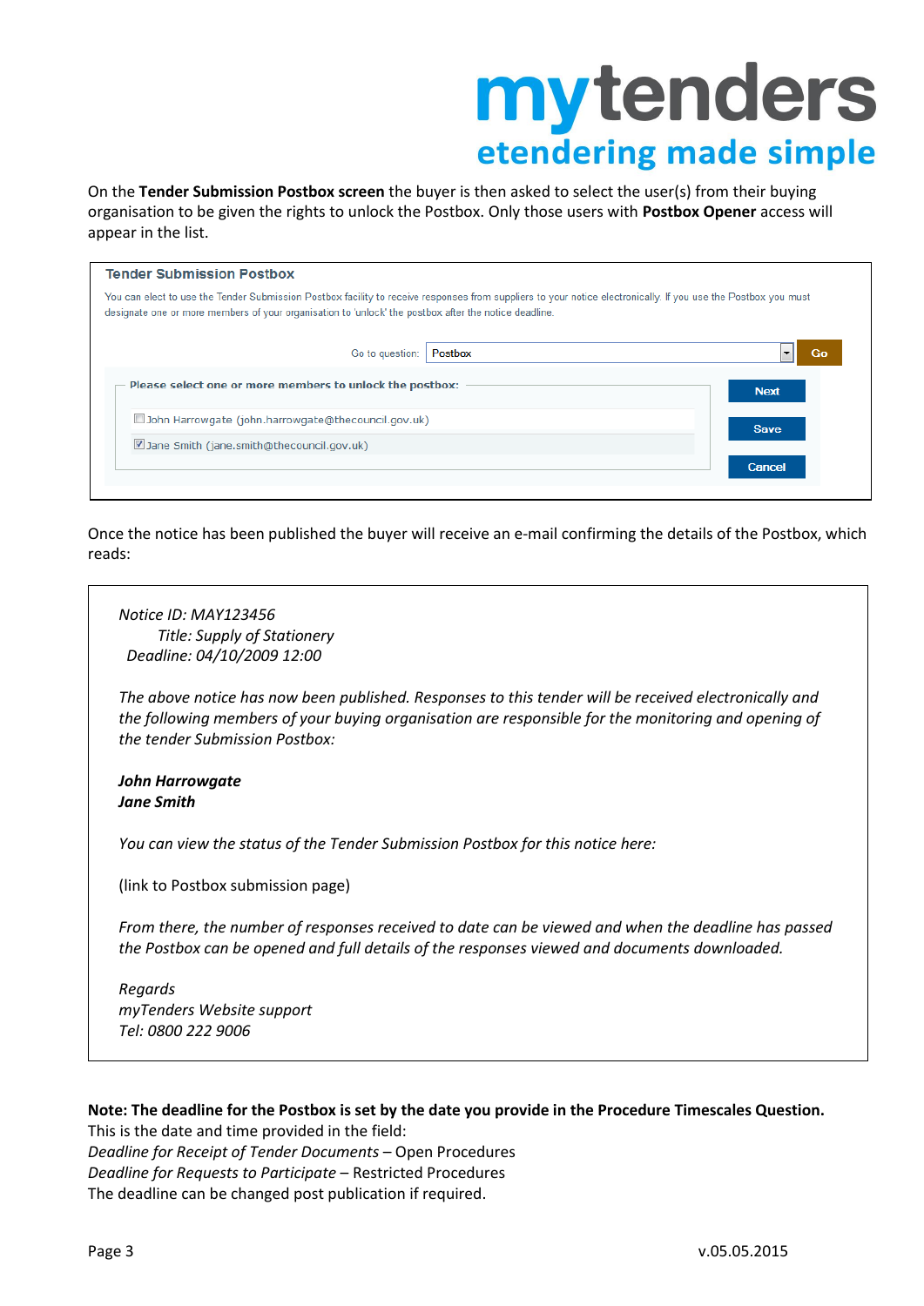On the **Tender Submission Postbox screen** the buyer is then asked to select the user(s) from their buying organisation to be given the rights to unlock the Postbox. Only those users with **Postbox Opener** access will appear in the list.

**Tender Submission Postbox**

You can elect to use the Tender Submission Postbox facility to receive responses from suppliers to your notice electronically. If you use the Postbox you must designate one or more members of your organisation to 'unlock' the postbox after the notice deadline.

Go to question: Postbox [Go]

Please select one or more members to unlock the postbox:

- [ ] John Harrowgate (john.harrowgate@thecouncil.gov.uk)
- [x] Jane Smith (jane.smith@thecouncil.gov.uk)

[Next] [Save] [Cancel]

Once the notice has been published the buyer will receive an e-mail confirming the details of the Postbox, which reads:

> *Notice ID: MAY123456*
> *Title: Supply of Stationery*
> *Deadline: 04/10/2009 12:00*
>
> *The above notice has now been published. Responses to this tender will be received electronically and the following members of your buying organisation are responsible for the monitoring and opening of the tender Submission Postbox:*
>
> ***John Harrowgate***
> ***Jane Smith***
>
> *You can view the status of the Tender Submission Postbox for this notice here:*
>
> (link to Postbox submission page)
>
> *From there, the number of responses received to date can be viewed and when the deadline has passed the Postbox can be opened and full details of the responses viewed and documents downloaded.*
>
> *Regards*
> *myTenders Website support*
> *Tel: 0800 222 9006*

**Note: The deadline for the Postbox is set by the date you provide in the Procedure Timescales Question.**
This is the date and time provided in the field:
*Deadline for Receipt of Tender Documents* – Open Procedures
*Deadline for Requests to Participate* – Restricted Procedures
The deadline can be changed post publication if required.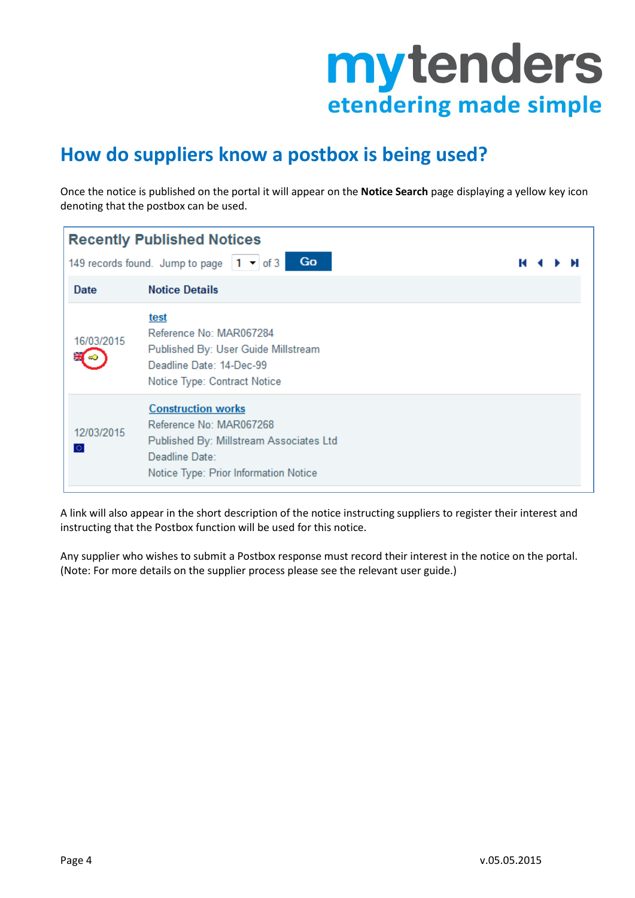# How do suppliers know a postbox is being used?

Once the notice is published on the portal it will appear on the **Notice Search** page displaying a yellow key icon denoting that the postbox can be used.

**Recently Published Notices**

149 records found. Jump to page 1 of 3 Go

| Date | Notice Details |
|---|---|
| 16/03/2015 | test<br>Reference No: MAR067284<br>Published By: User Guide Millstream<br>Deadline Date: 14-Dec-99<br>Notice Type: Contract Notice |
| 12/03/2015 | Construction works<br>Reference No: MAR067268<br>Published By: Millstream Associates Ltd<br>Deadline Date:<br>Notice Type: Prior Information Notice |

A link will also appear in the short description of the notice instructing suppliers to register their interest and instructing that the Postbox function will be used for this notice.

Any supplier who wishes to submit a Postbox response must record their interest in the notice on the portal. (Note: For more details on the supplier process please see the relevant user guide.)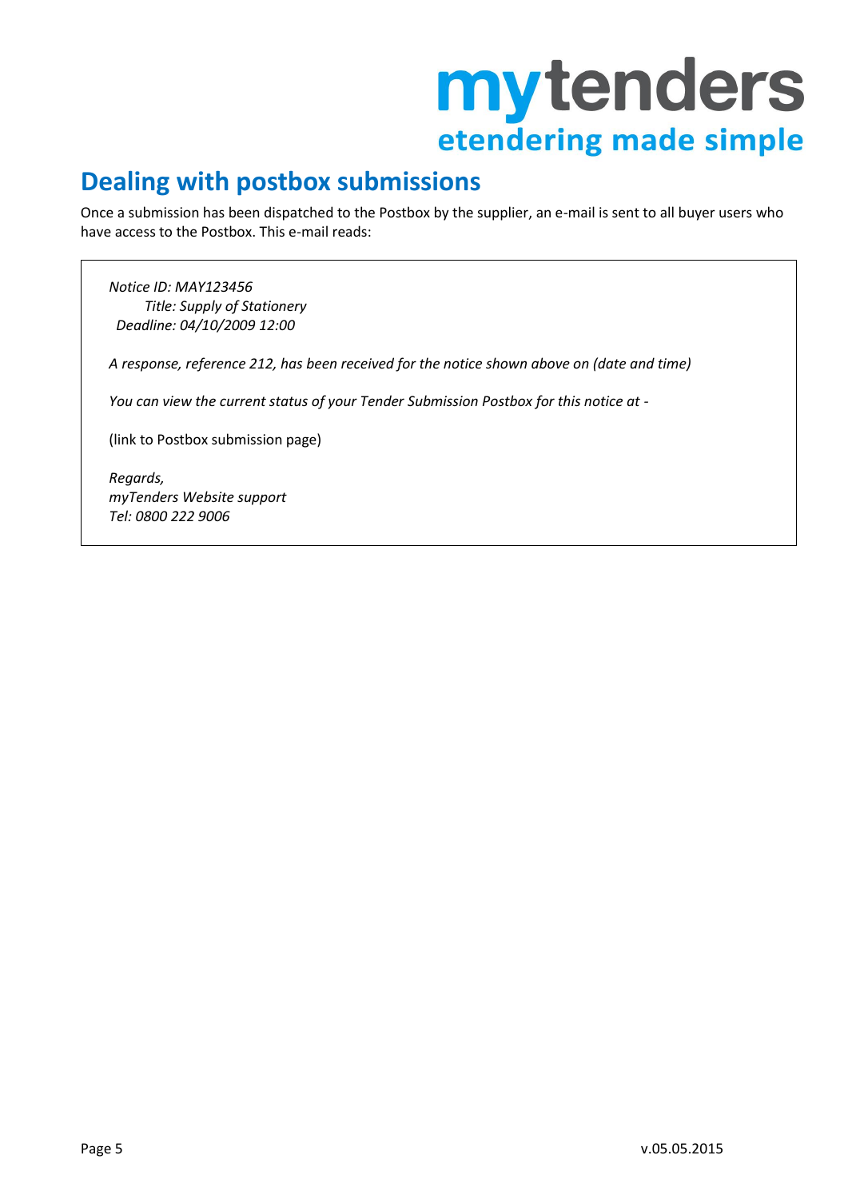## Dealing with postbox submissions

Once a submission has been dispatched to the Postbox by the supplier, an e-mail is sent to all buyer users who have access to the Postbox. This e-mail reads:

> *Notice ID: MAY123456*
> *Title: Supply of Stationery*
> *Deadline: 04/10/2009 12:00*
>
> *A response, reference 212, has been received for the notice shown above on (date and time)*
>
> *You can view the current status of your Tender Submission Postbox for this notice at -*
>
> (link to Postbox submission page)
>
> *Regards,*
> *myTenders Website support*
> *Tel: 0800 222 9006*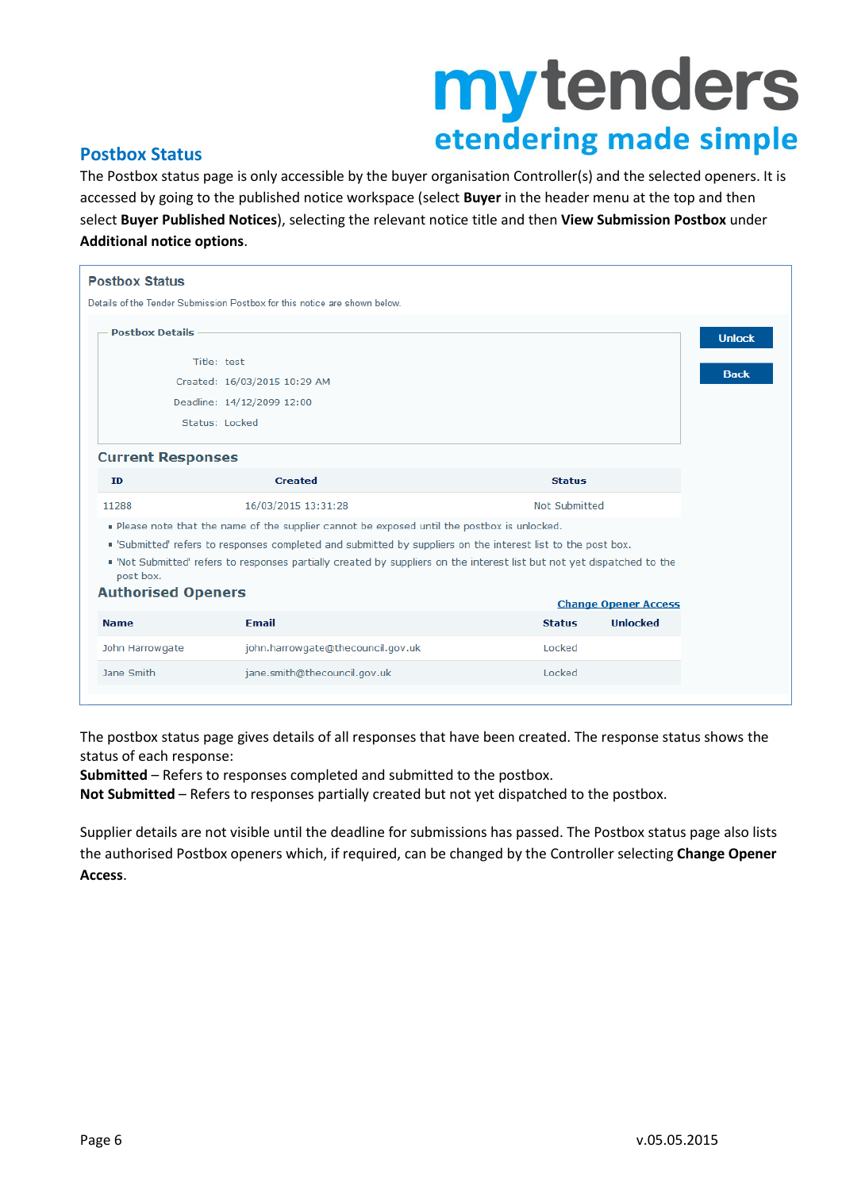## Postbox Status

The Postbox status page is only accessible by the buyer organisation Controller(s) and the selected openers. It is accessed by going to the published notice workspace (select **Buyer** in the header menu at the top and then select **Buyer Published Notices**), selecting the relevant notice title and then **View Submission Postbox** under **Additional notice options**.

### Postbox Status

Details of the Tender Submission Postbox for this notice are shown below.

**Postbox Details**

Title: test
Created: 16/03/2015 10:29 AM
Deadline: 14/12/2099 12:00
Status: Locked

Unlock | Back

#### Current Responses

| ID | Created | Status |
|---|---|---|
| 11288 | 16/03/2015 13:31:28 | Not Submitted |

- Please note that the name of the supplier cannot be exposed until the postbox is unlocked.
- 'Submitted' refers to responses completed and submitted by suppliers on the interest list to the post box.
- 'Not Submitted' refers to responses partially created by suppliers on the interest list but not yet dispatched to the post box.

#### Authorised Openers

Change Opener Access

| Name | Email | Status | Unlocked |
|---|---|---|---|
| John Harrowgate | john.harrowgate@thecouncil.gov.uk | Locked | |
| Jane Smith | jane.smith@thecouncil.gov.uk | Locked | |

The postbox status page gives details of all responses that have been created. The response status shows the status of each response:
**Submitted** – Refers to responses completed and submitted to the postbox.
**Not Submitted** – Refers to responses partially created but not yet dispatched to the postbox.

Supplier details are not visible until the deadline for submissions has passed. The Postbox status page also lists the authorised Postbox openers which, if required, can be changed by the Controller selecting **Change Opener Access**.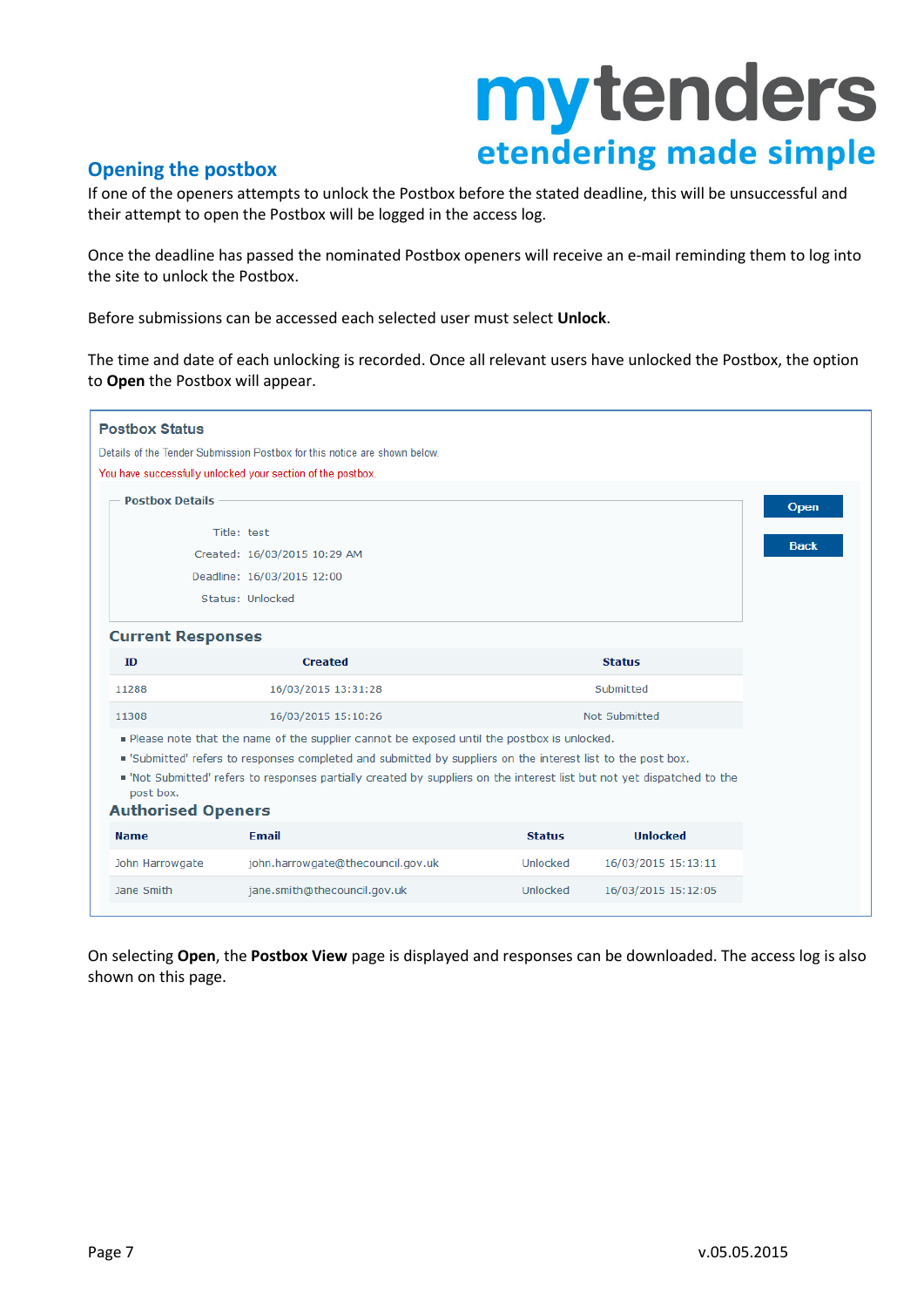## Opening the postbox

If one of the openers attempts to unlock the Postbox before the stated deadline, this will be unsuccessful and their attempt to open the Postbox will be logged in the access log.

Once the deadline has passed the nominated Postbox openers will receive an e-mail reminding them to log into the site to unlock the Postbox.

Before submissions can be accessed each selected user must select **Unlock**.

The time and date of each unlocking is recorded. Once all relevant users have unlocked the Postbox, the option to **Open** the Postbox will appear.

### Postbox Status

Details of the Tender Submission Postbox for this notice are shown below.

You have successfully unlocked your section of the postbox.

**Open** **Back**

**Postbox Details**

Title: test
Created: 16/03/2015 10:29 AM
Deadline: 16/03/2015 12:00
Status: Unlocked

**Current Responses**

| ID | Created | Status |
|---|---|---|
| 11288 | 16/03/2015 13:31:28 | Submitted |
| 11308 | 16/03/2015 15:10:26 | Not Submitted |

- Please note that the name of the supplier cannot be exposed until the postbox is unlocked.
- 'Submitted' refers to responses completed and submitted by suppliers on the interest list to the post box.
- 'Not Submitted' refers to responses partially created by suppliers on the interest list but not yet dispatched to the post box.

**Authorised Openers**

| Name | Email | Status | Unlocked |
|---|---|---|---|
| John Harrowgate | john.harrowgate@thecouncil.gov.uk | Unlocked | 16/03/2015 15:13:11 |
| Jane Smith | jane.smith@thecouncil.gov.uk | Unlocked | 16/03/2015 15:12:05 |

On selecting **Open**, the **Postbox View** page is displayed and responses can be downloaded. The access log is also shown on this page.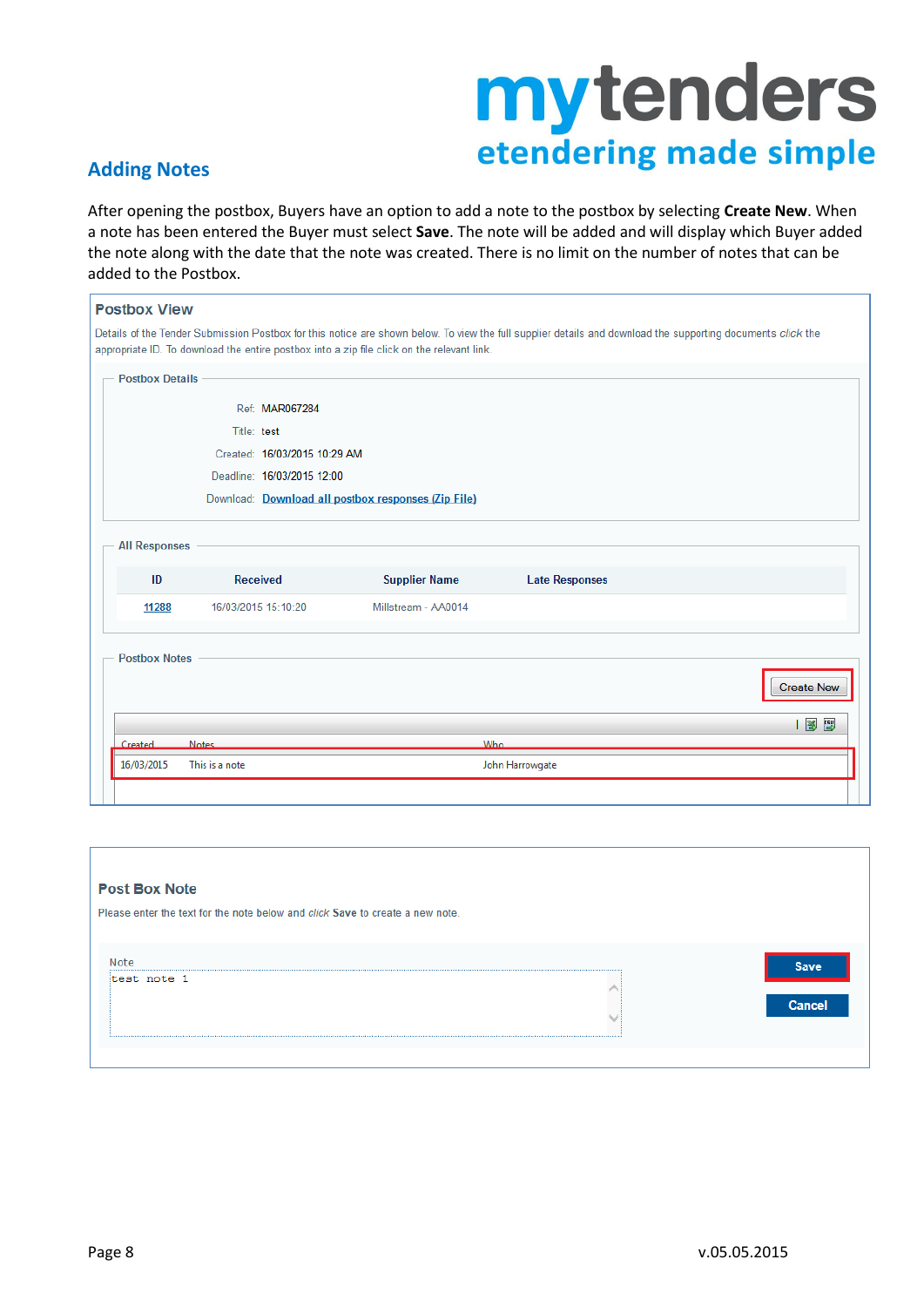## Adding Notes

After opening the postbox, Buyers have an option to add a note to the postbox by selecting **Create New**. When a note has been entered the Buyer must select **Save**. The note will be added and will display which Buyer added the note along with the date that the note was created. There is no limit on the number of notes that can be added to the Postbox.

**Postbox View**

Details of the Tender Submission Postbox for this notice are shown below. To view the full supplier details and download the supporting documents *click* the appropriate ID. To download the entire postbox into a zip file click on the relevant link.

**Postbox Details**

Ref: MAR067284
Title: test
Created: 16/03/2015 10:29 AM
Deadline: 16/03/2015 12:00
Download: Download all postbox responses (Zip File)

**All Responses**

| ID | Received | Supplier Name | Late Responses |
|---|---|---|---|
| 11288 | 16/03/2015 15:10:20 | Millstream - AA0014 | |

**Postbox Notes**

Create New

| Created | Notes | Who |
|---|---|---|
| 16/03/2015 | This is a note | John Harrowgate |

**Post Box Note**

Please enter the text for the note below and *click* **Save** to create a new note.

Note
test note 1

Save
Cancel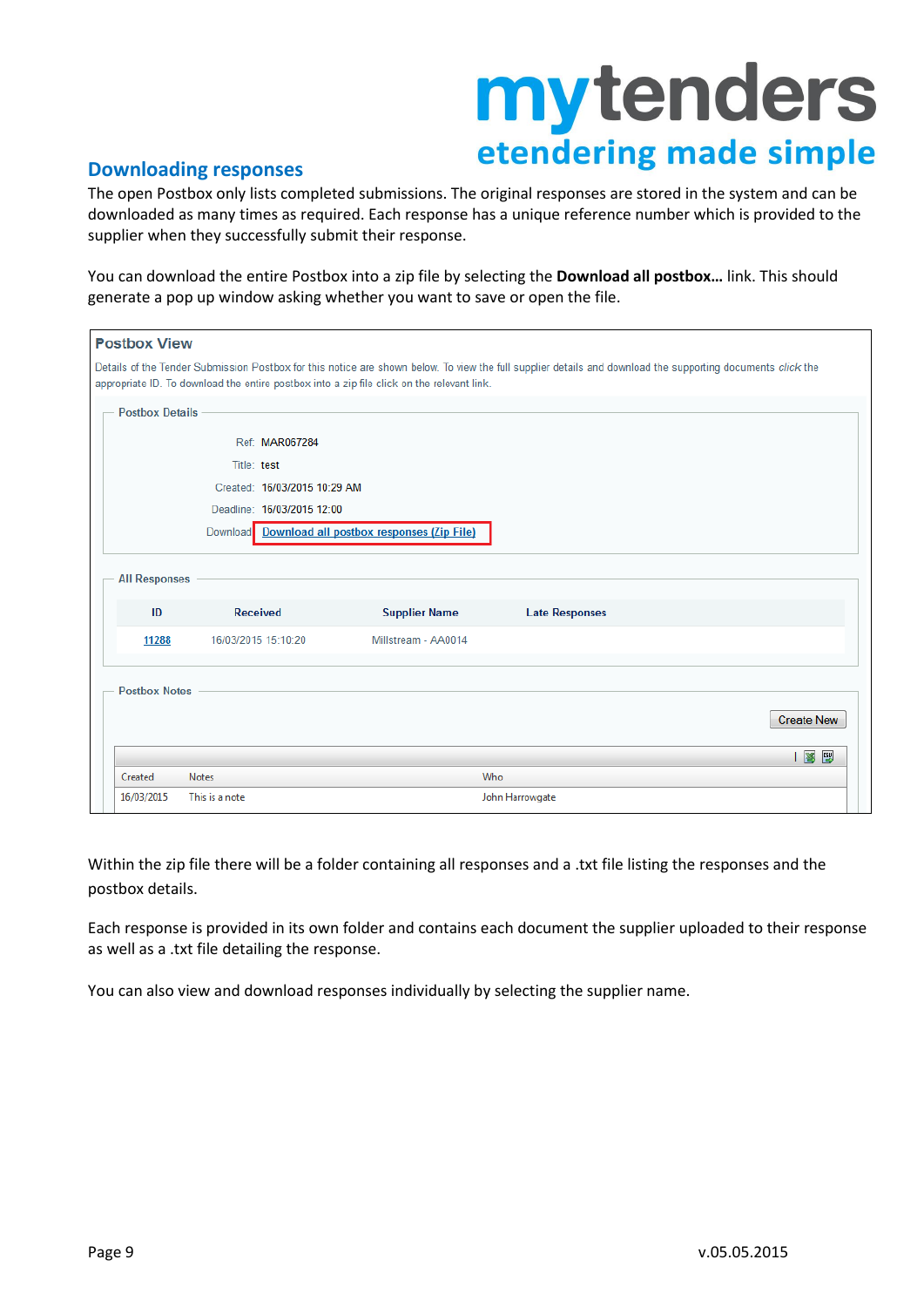## Downloading responses

The open Postbox only lists completed submissions. The original responses are stored in the system and can be downloaded as many times as required. Each response has a unique reference number which is provided to the supplier when they successfully submit their response.

You can download the entire Postbox into a zip file by selecting the **Download all postbox…** link. This should generate a pop up window asking whether you want to save or open the file.

**Postbox View**

Details of the Tender Submission Postbox for this notice are shown below. To view the full supplier details and download the supporting documents *click* the appropriate ID. To download the entire postbox into a zip file click on the relevant link.

**Postbox Details**

Ref: MAR067284
Title: test
Created: 16/03/2015 10:29 AM
Deadline: 16/03/2015 12:00
Download: Download all postbox responses (Zip File)

**All Responses**

| ID | Received | Supplier Name | Late Responses |
|---|---|---|---|
| 11288 | 16/03/2015 15:10:20 | Millstream - AA0014 | |

**Postbox Notes**

Create New

| Created | Notes | Who |
|---|---|---|
| 16/03/2015 | This is a note | John Harrowgate |

Within the zip file there will be a folder containing all responses and a .txt file listing the responses and the postbox details.

Each response is provided in its own folder and contains each document the supplier uploaded to their response as well as a .txt file detailing the response.

You can also view and download responses individually by selecting the supplier name.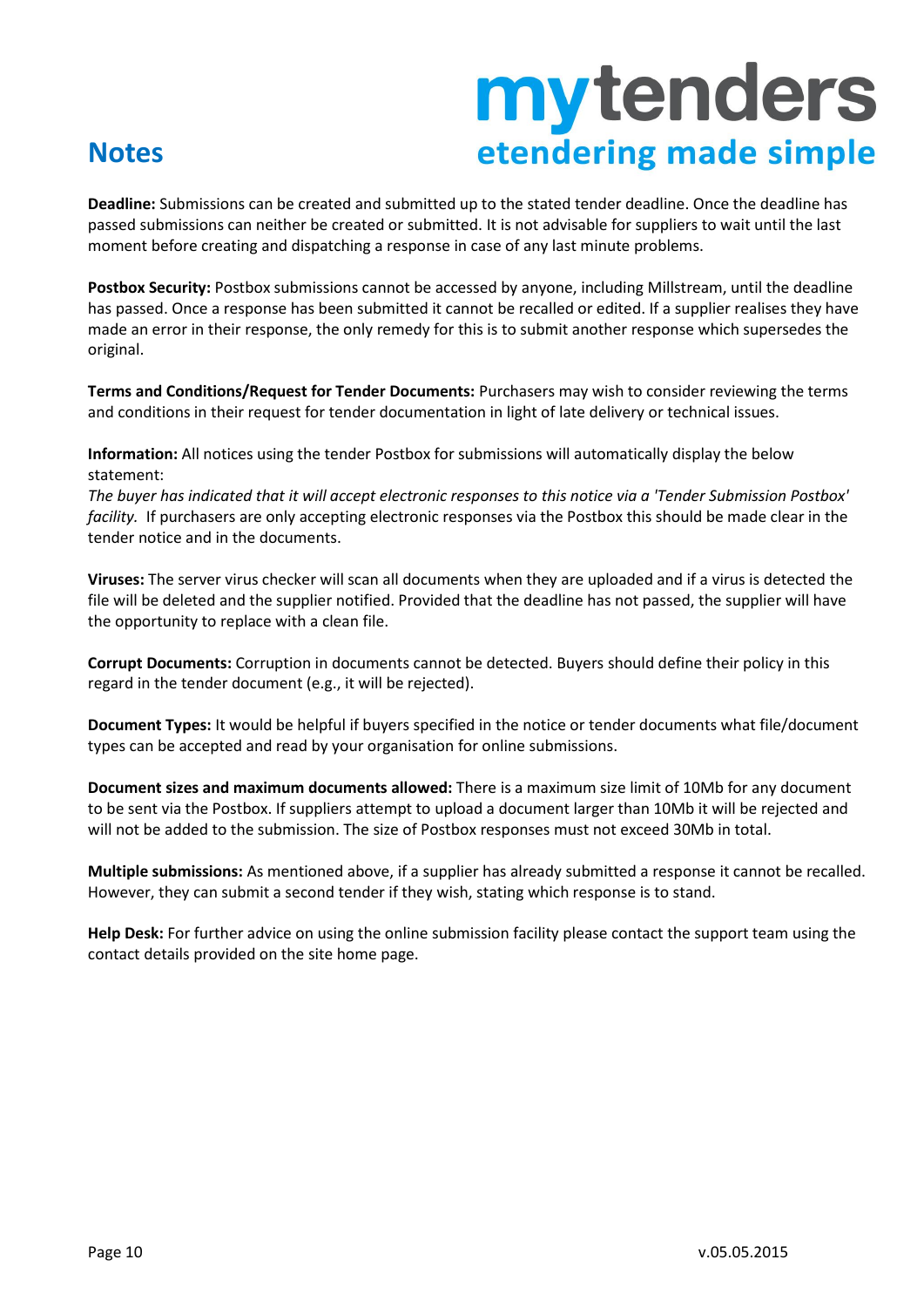# Notes

**mytenders**
**etendering made simple**

**Deadline:** Submissions can be created and submitted up to the stated tender deadline. Once the deadline has passed submissions can neither be created or submitted. It is not advisable for suppliers to wait until the last moment before creating and dispatching a response in case of any last minute problems.

**Postbox Security:** Postbox submissions cannot be accessed by anyone, including Millstream, until the deadline has passed. Once a response has been submitted it cannot be recalled or edited. If a supplier realises they have made an error in their response, the only remedy for this is to submit another response which supersedes the original.

**Terms and Conditions/Request for Tender Documents:** Purchasers may wish to consider reviewing the terms and conditions in their request for tender documentation in light of late delivery or technical issues.

**Information:** All notices using the tender Postbox for submissions will automatically display the below statement:
*The buyer has indicated that it will accept electronic responses to this notice via a 'Tender Submission Postbox' facility.* If purchasers are only accepting electronic responses via the Postbox this should be made clear in the tender notice and in the documents.

**Viruses:** The server virus checker will scan all documents when they are uploaded and if a virus is detected the file will be deleted and the supplier notified. Provided that the deadline has not passed, the supplier will have the opportunity to replace with a clean file.

**Corrupt Documents:** Corruption in documents cannot be detected. Buyers should define their policy in this regard in the tender document (e.g., it will be rejected).

**Document Types:** It would be helpful if buyers specified in the notice or tender documents what file/document types can be accepted and read by your organisation for online submissions.

**Document sizes and maximum documents allowed:** There is a maximum size limit of 10Mb for any document to be sent via the Postbox. If suppliers attempt to upload a document larger than 10Mb it will be rejected and will not be added to the submission. The size of Postbox responses must not exceed 30Mb in total.

**Multiple submissions:** As mentioned above, if a supplier has already submitted a response it cannot be recalled. However, they can submit a second tender if they wish, stating which response is to stand.

**Help Desk:** For further advice on using the online submission facility please contact the support team using the contact details provided on the site home page.

v.05.05.2015